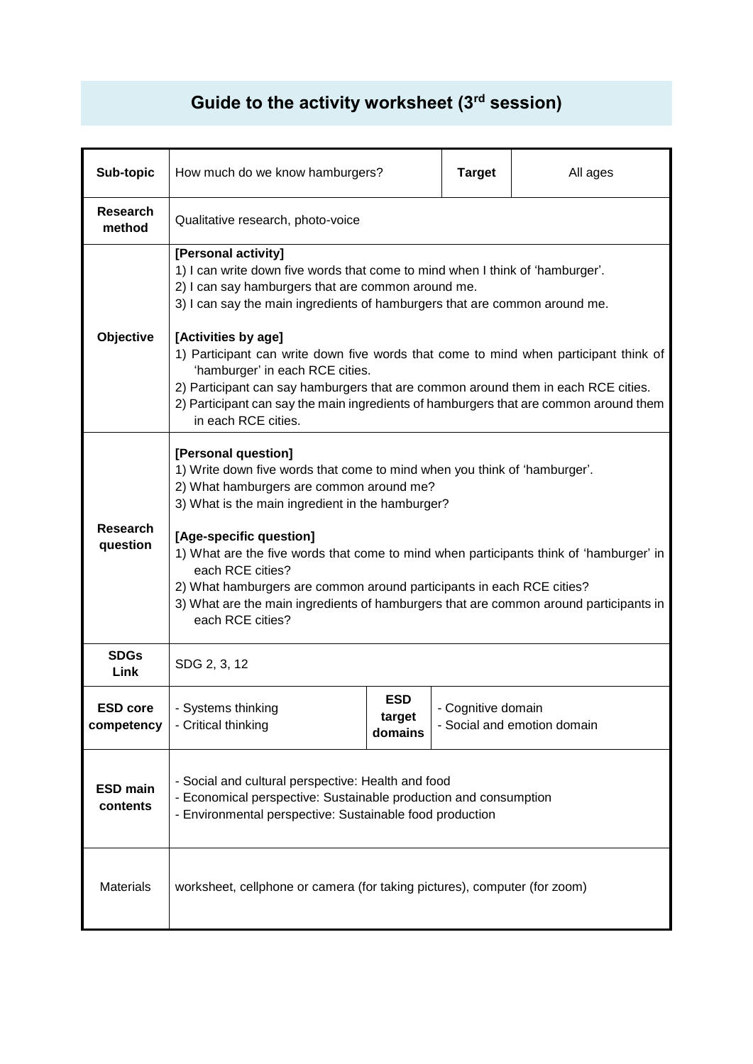# Guide to the activity worksheet (3rd session)

| Sub-topic | How much do we know hamburgers? | | Target | All ages |
|---|---|---|---|---|
| Research method | Qualitative research, photo-voice | | | |
| Objective | **[Personal activity]**<br>1) I can write down five words that come to mind when I think of 'hamburger'.<br>2) I can say hamburgers that are common around me.<br>3) I can say the main ingredients of hamburgers that are common around me.<br><br>**[Activities by age]**<br>1) Participant can write down five words that come to mind when participant think of 'hamburger' in each RCE cities.<br>2) Participant can say hamburgers that are common around them in each RCE cities.<br>2) Participant can say the main ingredients of hamburgers that are common around them in each RCE cities. | | | |
| Research question | **[Personal question]**<br>1) Write down five words that come to mind when you think of 'hamburger'.<br>2) What hamburgers are common around me?<br>3) What is the main ingredient in the hamburger?<br><br>**[Age-specific question]**<br>1) What are the five words that come to mind when participants think of 'hamburger' in each RCE cities?<br>2) What hamburgers are common around participants in each RCE cities?<br>3) What are the main ingredients of hamburgers that are common around participants in each RCE cities? | | | |
| SDGs Link | SDG 2, 3, 12 | | | |
| ESD core competency | - Systems thinking<br>- Critical thinking | ESD target domains | - Cognitive domain<br>- Social and emotion domain | |
| ESD main contents | - Social and cultural perspective: Health and food<br>- Economical perspective: Sustainable production and consumption<br>- Environmental perspective: Sustainable food production | | | |
| Materials | worksheet, cellphone or camera (for taking pictures), computer (for zoom) | | | |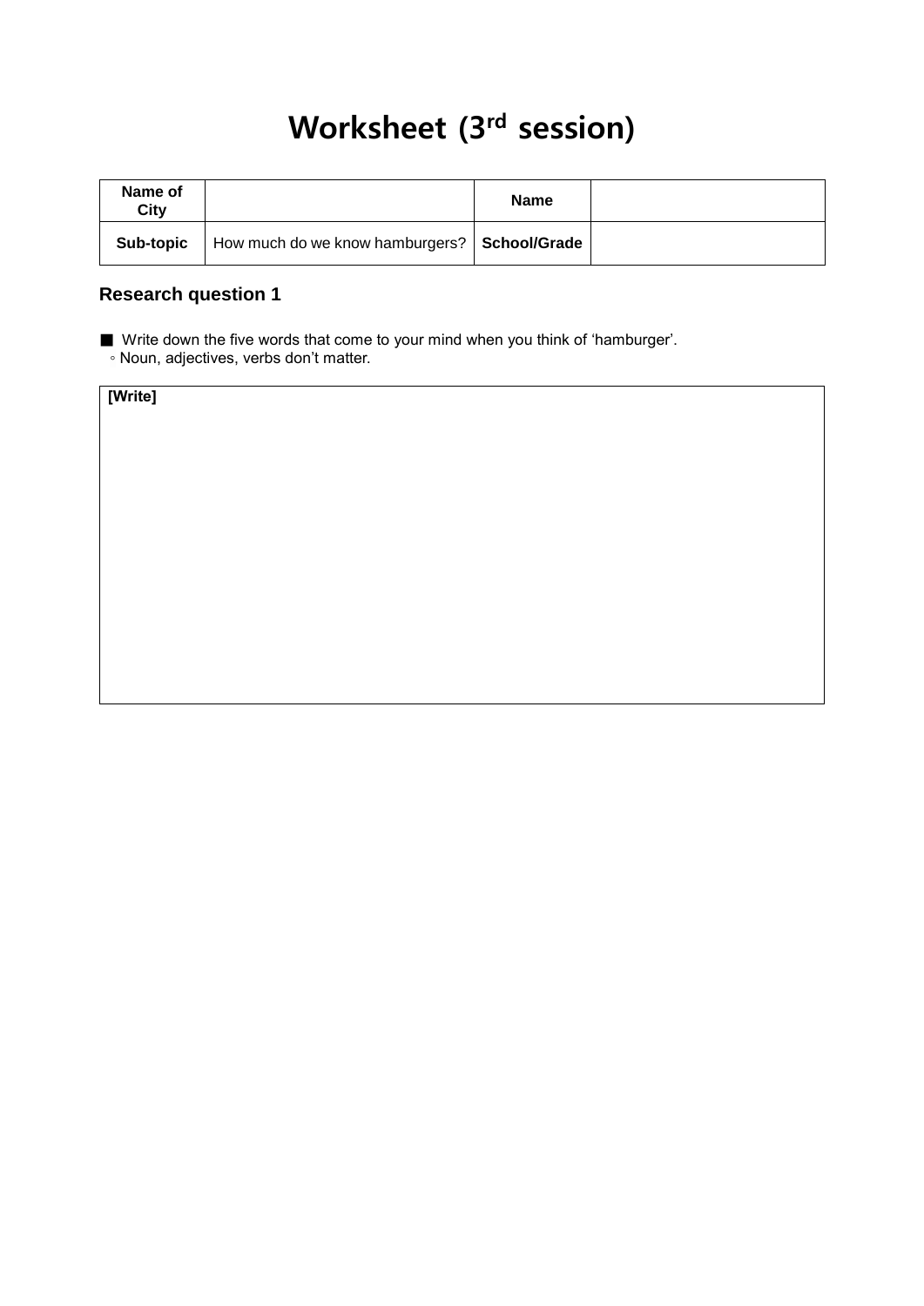# Worksheet (3rd session)

| Name of City | | Name | |
|---|---|---|---|
| Sub-topic | How much do we know hamburgers? | School/Grade | |

### Research question 1

■ Write down the five words that come to your mind when you think of 'hamburger'.
◦ Noun, adjectives, verbs don't matter.

| [Write] |
|---|
| |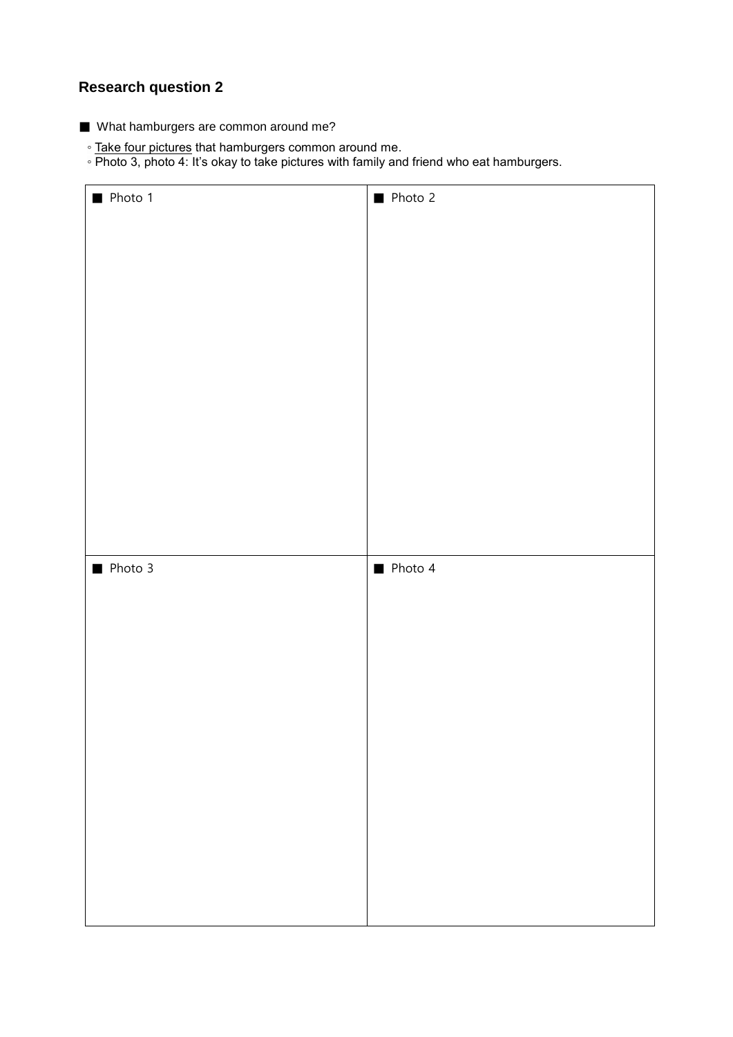### Research question 2

■ What hamburgers are common around me?

◦ <u>Take four pictures</u> that hamburgers common around me.
◦ Photo 3, photo 4: It's okay to take pictures with family and friend who eat hamburgers.

| ■ Photo 1 | ■ Photo 2 |
|---|---|
| | |
| ■ Photo 3 | ■ Photo 4 |
| | |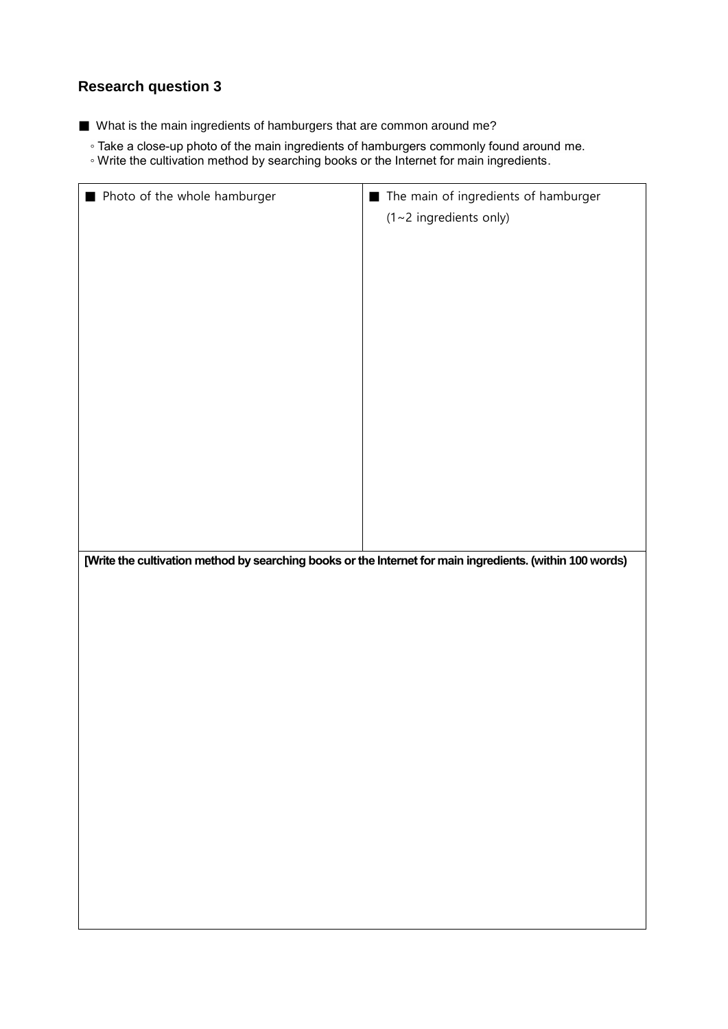## Research question 3

■ What is the main ingredients of hamburgers that are common around me?

◦ Take a close-up photo of the main ingredients of hamburgers commonly found around me.
◦ Write the cultivation method by searching books or the Internet for main ingredients.

| ■ Photo of the whole hamburger | ■ The main of ingredients of hamburger (1~2 ingredients only) |
| --- | --- |
| | |

| **[Write the cultivation method by searching books or the Internet for main ingredients. (within 100 words)** |
| --- |
| |